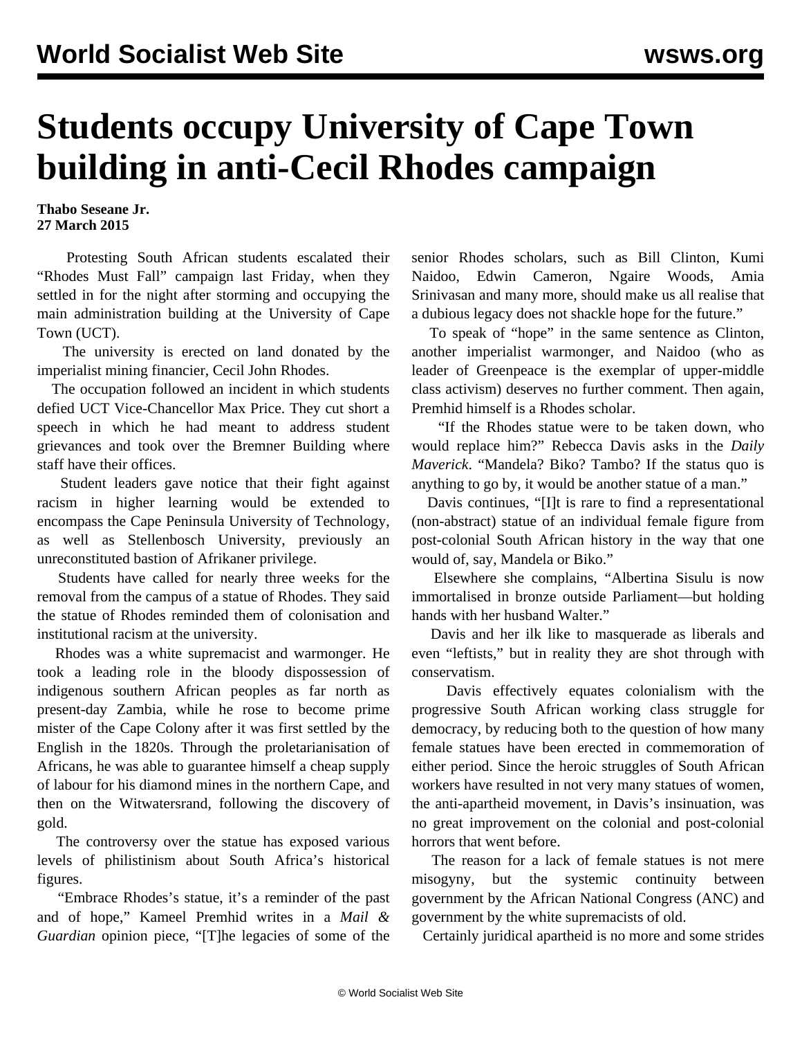# Students occupy University of Cape Town building in anti-Cecil Rhodes campaign

**Thabo Seseane Jr.**
**27 March 2015**

Protesting South African students escalated their "Rhodes Must Fall" campaign last Friday, when they settled in for the night after storming and occupying the main administration building at the University of Cape Town (UCT).

The university is erected on land donated by the imperialist mining financier, Cecil John Rhodes.

The occupation followed an incident in which students defied UCT Vice-Chancellor Max Price. They cut short a speech in which he had meant to address student grievances and took over the Bremner Building where staff have their offices.

Student leaders gave notice that their fight against racism in higher learning would be extended to encompass the Cape Peninsula University of Technology, as well as Stellenbosch University, previously an unreconstituted bastion of Afrikaner privilege.

Students have called for nearly three weeks for the removal from the campus of a statue of Rhodes. They said the statue of Rhodes reminded them of colonisation and institutional racism at the university.

Rhodes was a white supremacist and warmonger. He took a leading role in the bloody dispossession of indigenous southern African peoples as far north as present-day Zambia, while he rose to become prime mister of the Cape Colony after it was first settled by the English in the 1820s. Through the proletarianisation of Africans, he was able to guarantee himself a cheap supply of labour for his diamond mines in the northern Cape, and then on the Witwatersrand, following the discovery of gold.

The controversy over the statue has exposed various levels of philistinism about South Africa's historical figures.

"Embrace Rhodes's statue, it's a reminder of the past and of hope," Kameel Premhid writes in a *Mail & Guardian* opinion piece, "[T]he legacies of some of the senior Rhodes scholars, such as Bill Clinton, Kumi Naidoo, Edwin Cameron, Ngaire Woods, Amia Srinivasan and many more, should make us all realise that a dubious legacy does not shackle hope for the future."

To speak of "hope" in the same sentence as Clinton, another imperialist warmonger, and Naidoo (who as leader of Greenpeace is the exemplar of upper-middle class activism) deserves no further comment. Then again, Premhid himself is a Rhodes scholar.

"If the Rhodes statue were to be taken down, who would replace him?" Rebecca Davis asks in the *Daily Maverick*. "Mandela? Biko? Tambo? If the status quo is anything to go by, it would be another statue of a man."

Davis continues, "[I]t is rare to find a representational (non-abstract) statue of an individual female figure from post-colonial South African history in the way that one would of, say, Mandela or Biko."

Elsewhere she complains, "Albertina Sisulu is now immortalised in bronze outside Parliament—but holding hands with her husband Walter."

Davis and her ilk like to masquerade as liberals and even "leftists," but in reality they are shot through with conservatism.

Davis effectively equates colonialism with the progressive South African working class struggle for democracy, by reducing both to the question of how many female statues have been erected in commemoration of either period. Since the heroic struggles of South African workers have resulted in not very many statues of women, the anti-apartheid movement, in Davis's insinuation, was no great improvement on the colonial and post-colonial horrors that went before.

The reason for a lack of female statues is not mere misogyny, but the systemic continuity between government by the African National Congress (ANC) and government by the white supremacists of old.

Certainly juridical apartheid is no more and some strides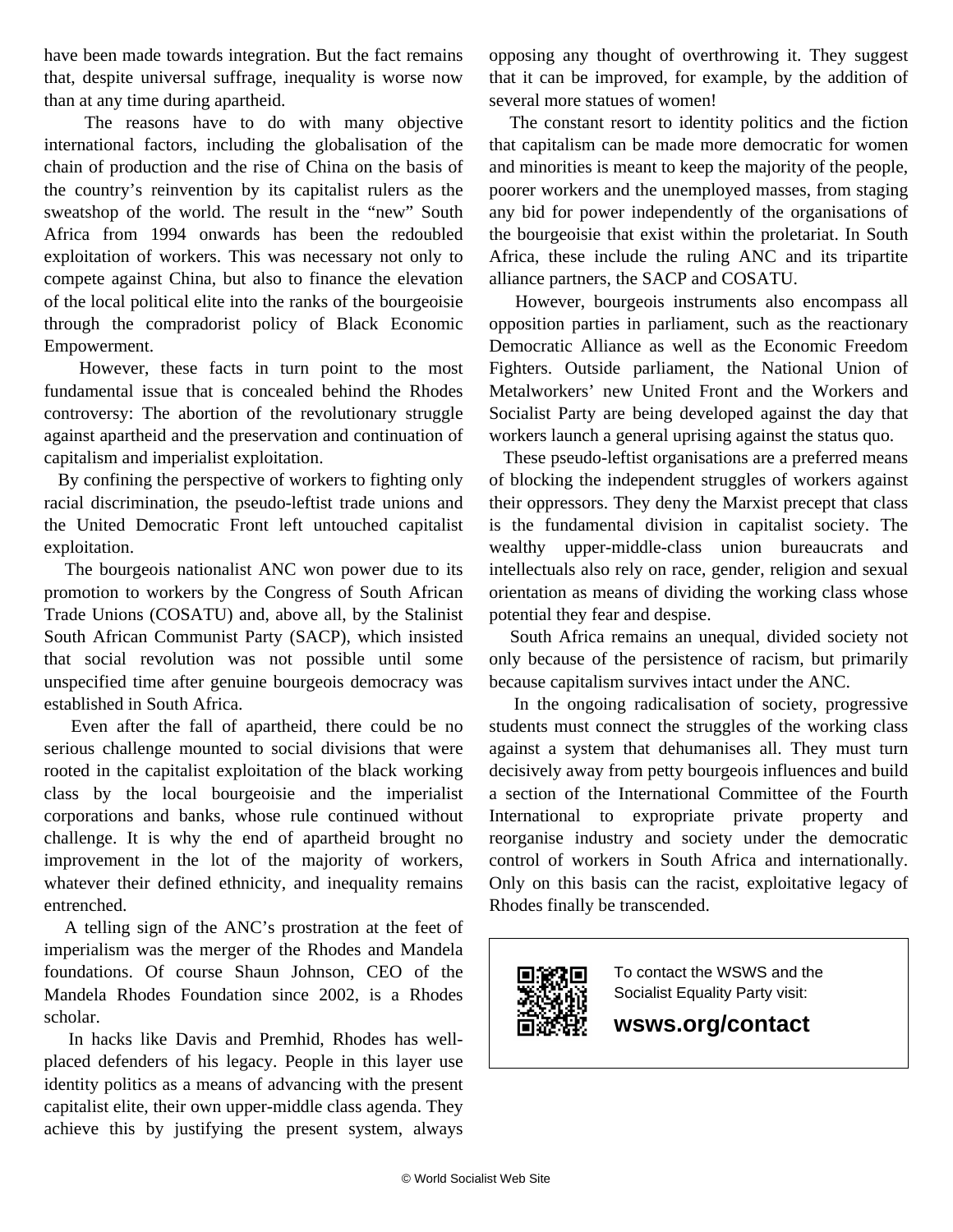have been made towards integration. But the fact remains that, despite universal suffrage, inequality is worse now than at any time during apartheid.

The reasons have to do with many objective international factors, including the globalisation of the chain of production and the rise of China on the basis of the country's reinvention by its capitalist rulers as the sweatshop of the world. The result in the "new" South Africa from 1994 onwards has been the redoubled exploitation of workers. This was necessary not only to compete against China, but also to finance the elevation of the local political elite into the ranks of the bourgeoisie through the compradorist policy of Black Economic Empowerment.

However, these facts in turn point to the most fundamental issue that is concealed behind the Rhodes controversy: The abortion of the revolutionary struggle against apartheid and the preservation and continuation of capitalism and imperialist exploitation.

By confining the perspective of workers to fighting only racial discrimination, the pseudo-leftist trade unions and the United Democratic Front left untouched capitalist exploitation.

The bourgeois nationalist ANC won power due to its promotion to workers by the Congress of South African Trade Unions (COSATU) and, above all, by the Stalinist South African Communist Party (SACP), which insisted that social revolution was not possible until some unspecified time after genuine bourgeois democracy was established in South Africa.

Even after the fall of apartheid, there could be no serious challenge mounted to social divisions that were rooted in the capitalist exploitation of the black working class by the local bourgeoisie and the imperialist corporations and banks, whose rule continued without challenge. It is why the end of apartheid brought no improvement in the lot of the majority of workers, whatever their defined ethnicity, and inequality remains entrenched.

A telling sign of the ANC's prostration at the feet of imperialism was the merger of the Rhodes and Mandela foundations. Of course Shaun Johnson, CEO of the Mandela Rhodes Foundation since 2002, is a Rhodes scholar.

In hacks like Davis and Premhid, Rhodes has well-placed defenders of his legacy. People in this layer use identity politics as a means of advancing with the present capitalist elite, their own upper-middle class agenda. They achieve this by justifying the present system, always opposing any thought of overthrowing it. They suggest that it can be improved, for example, by the addition of several more statues of women!

The constant resort to identity politics and the fiction that capitalism can be made more democratic for women and minorities is meant to keep the majority of the people, poorer workers and the unemployed masses, from staging any bid for power independently of the organisations of the bourgeoisie that exist within the proletariat. In South Africa, these include the ruling ANC and its tripartite alliance partners, the SACP and COSATU.

However, bourgeois instruments also encompass all opposition parties in parliament, such as the reactionary Democratic Alliance as well as the Economic Freedom Fighters. Outside parliament, the National Union of Metalworkers' new United Front and the Workers and Socialist Party are being developed against the day that workers launch a general uprising against the status quo.

These pseudo-leftist organisations are a preferred means of blocking the independent struggles of workers against their oppressors. They deny the Marxist precept that class is the fundamental division in capitalist society. The wealthy upper-middle-class union bureaucrats and intellectuals also rely on race, gender, religion and sexual orientation as means of dividing the working class whose potential they fear and despise.

South Africa remains an unequal, divided society not only because of the persistence of racism, but primarily because capitalism survives intact under the ANC.

In the ongoing radicalisation of society, progressive students must connect the struggles of the working class against a system that dehumanises all. They must turn decisively away from petty bourgeois influences and build a section of the International Committee of the Fourth International to expropriate private property and reorganise industry and society under the democratic control of workers in South Africa and internationally. Only on this basis can the racist, exploitative legacy of Rhodes finally be transcended.

To contact the WSWS and the Socialist Equality Party visit:

**wsws.org/contact**